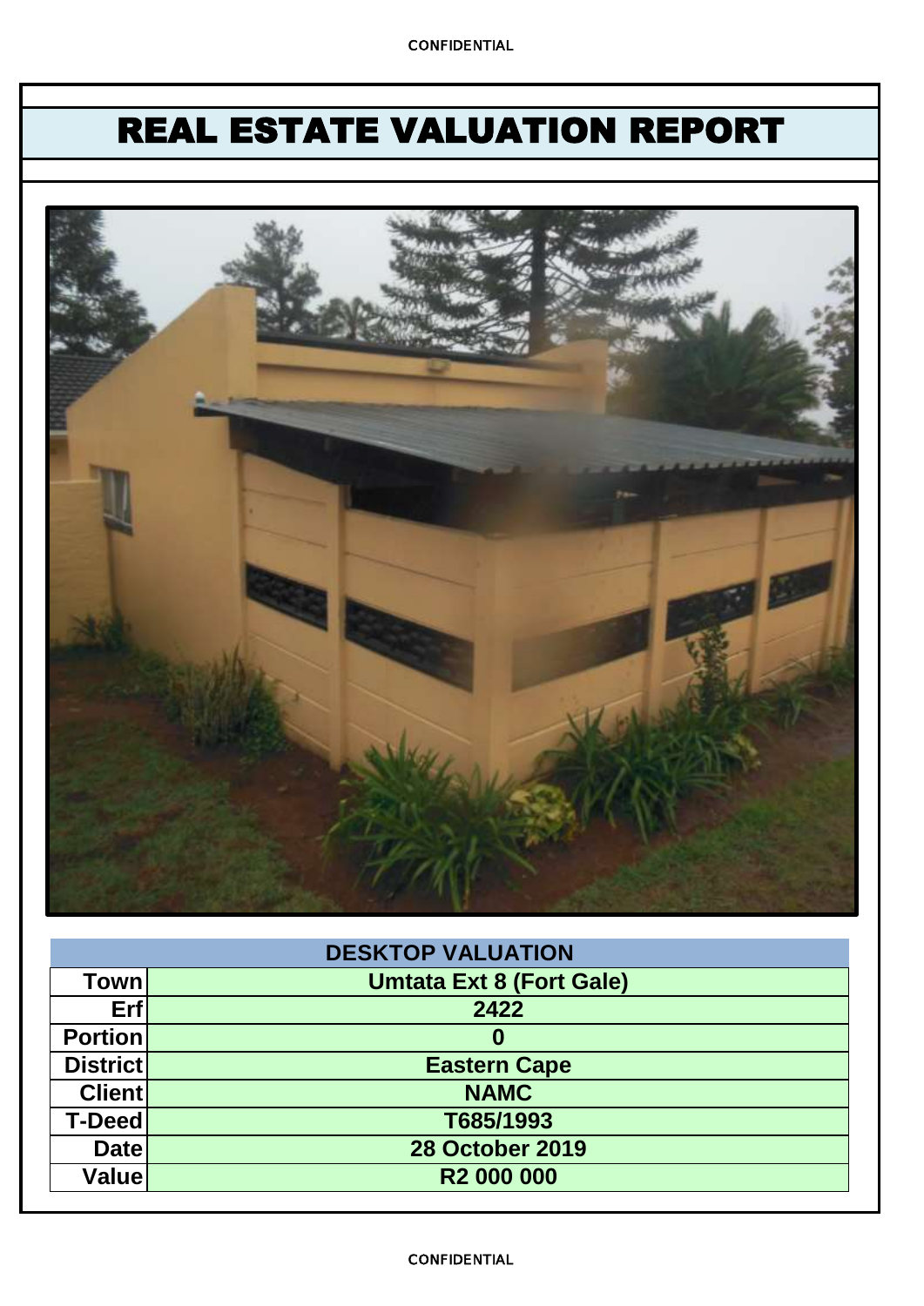# REAL ESTATE VALUATION REPORT

| DESKTOP VALUATION | |
|---|---|
| Town | Umtata Ext 8 (Fort Gale) |
| Erf | 2422 |
| Portion | 0 |
| District | Eastern Cape |
| Client | NAMC |
| T-Deed | T685/1993 |
| Date | 28 October 2019 |
| Value | R2 000 000 |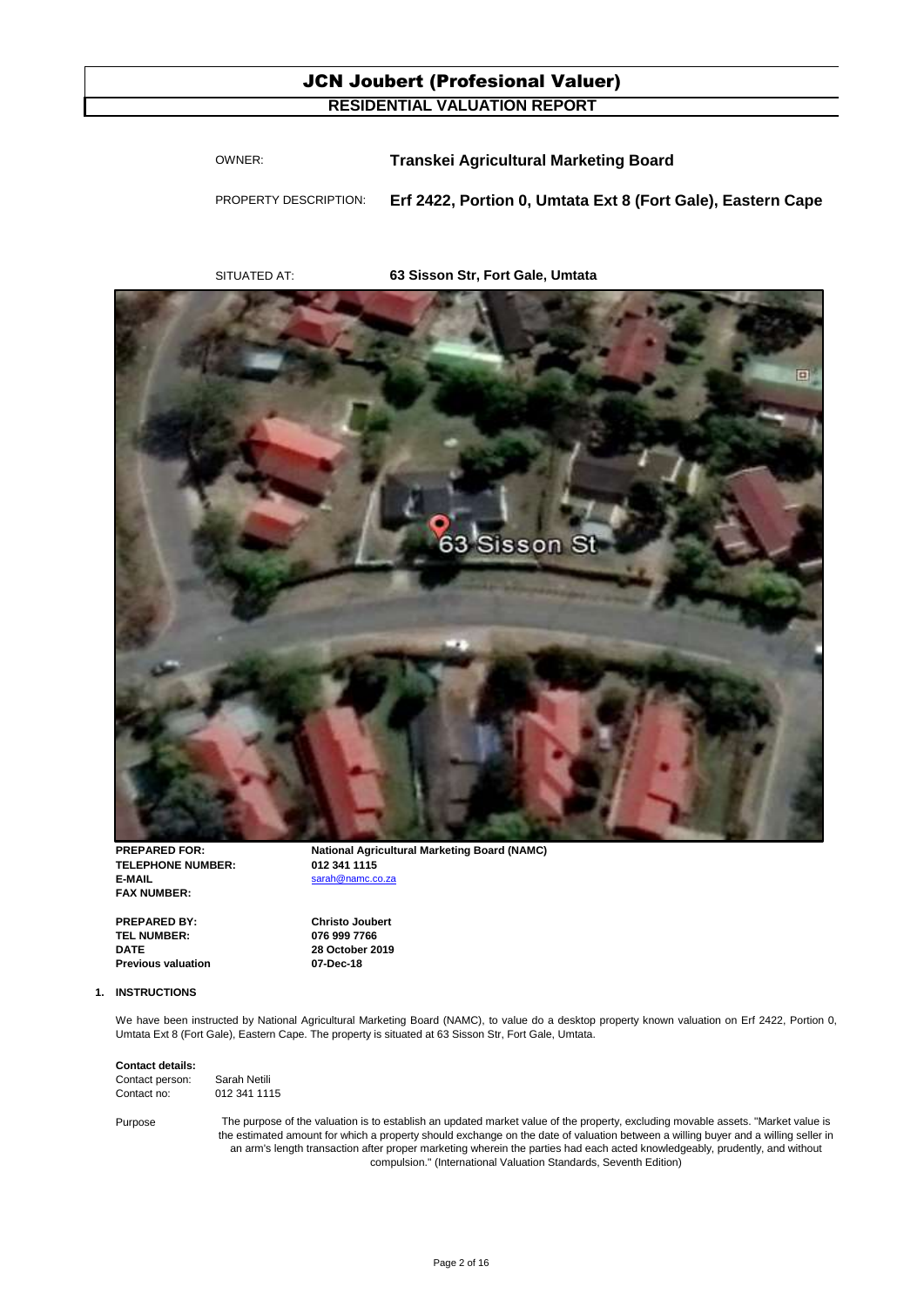# JCN Joubert (Profesional Valuer)

## RESIDENTIAL VALUATION REPORT

OWNER: **Transkei Agricultural Marketing Board**

PROPERTY DESCRIPTION: **Erf 2422, Portion 0, Umtata Ext 8 (Fort Gale), Eastern Cape**

SITUATED AT: **63 Sisson Str, Fort Gale, Umtata**

| | |
|---|---|
| **PREPARED FOR:** | **National Agricultural Marketing Board (NAMC)** |
| **TELEPHONE NUMBER:** | **012 341 1115** |
| **E-MAIL** | sarah@namc.co.za |
| **FAX NUMBER:** | |

| | |
|---|---|
| **PREPARED BY:** | **Christo Joubert** |
| **TEL NUMBER:** | **076 999 7766** |
| **DATE** | **28 October 2019** |
| **Previous valuation** | **07-Dec-18** |

### 1. INSTRUCTIONS

We have been instructed by National Agricultural Marketing Board (NAMC), to value do a desktop property known valuation on Erf 2422, Portion 0, Umtata Ext 8 (Fort Gale), Eastern Cape. The property is situated at 63 Sisson Str, Fort Gale, Umtata.

**Contact details:**

Contact person: Sarah Netili
Contact no: 012 341 1115

Purpose: The purpose of the valuation is to establish an updated market value of the property, excluding movable assets. "Market value is the estimated amount for which a property should exchange on the date of valuation between a willing buyer and a willing seller in an arm's length transaction after proper marketing wherein the parties had each acted knowledgeably, prudently, and without compulsion." (International Valuation Standards, Seventh Edition)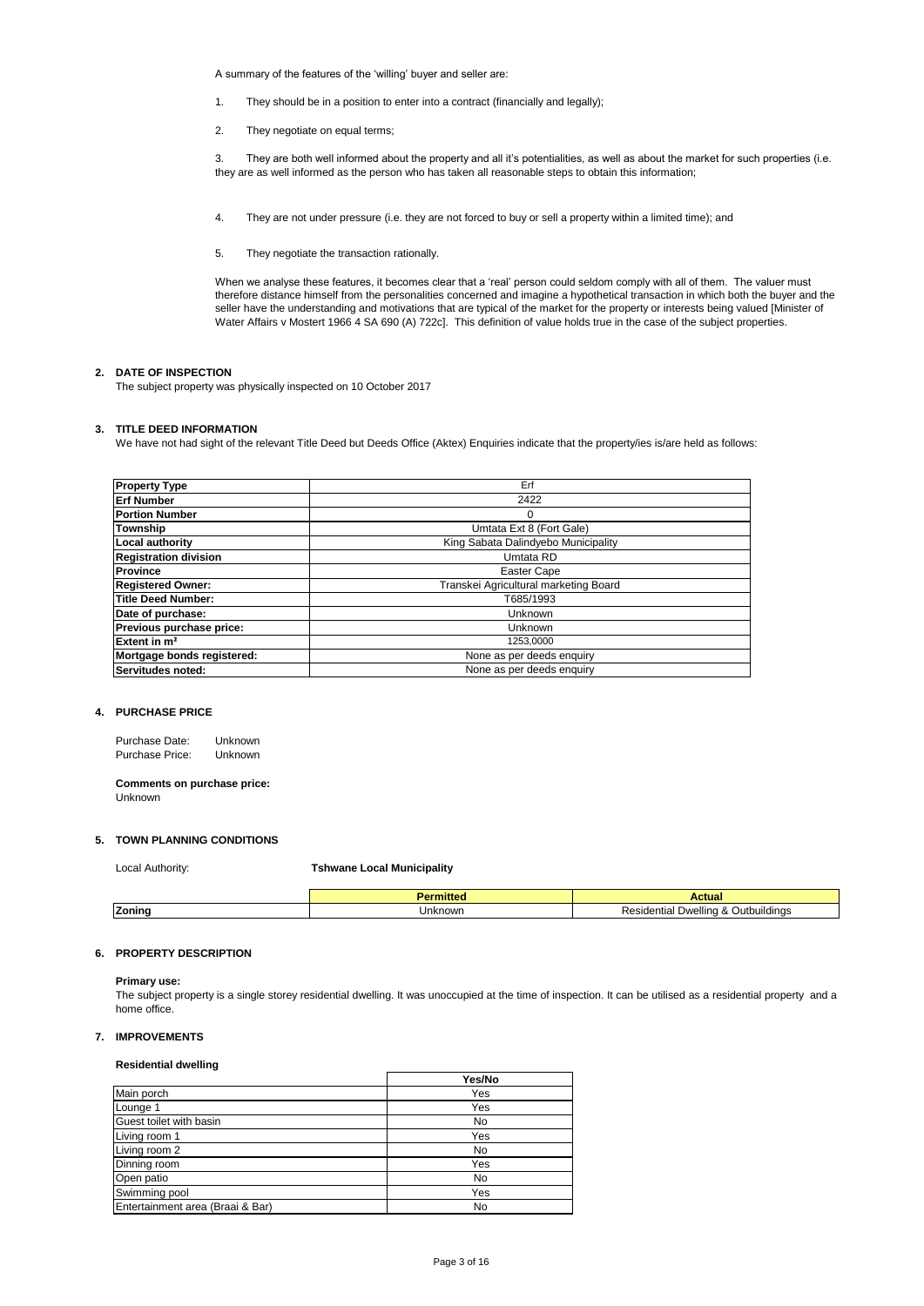A summary of the features of the 'willing' buyer and seller are:

1. They should be in a position to enter into a contract (financially and legally);

2. They negotiate on equal terms;

3. They are both well informed about the property and all it's potentialities, as well as about the market for such properties (i.e. they are as well informed as the person who has taken all reasonable steps to obtain this information;

4. They are not under pressure (i.e. they are not forced to buy or sell a property within a limited time); and

5. They negotiate the transaction rationally.

When we analyse these features, it becomes clear that a 'real' person could seldom comply with all of them. The valuer must therefore distance himself from the personalities concerned and imagine a hypothetical transaction in which both the buyer and the seller have the understanding and motivations that are typical of the market for the property or interests being valued [Minister of Water Affairs v Mostert 1966 4 SA 690 (A) 722c]. This definition of value holds true in the case of the subject properties.

## 2. DATE OF INSPECTION

The subject property was physically inspected on 10 October 2017

## 3. TITLE DEED INFORMATION

We have not had sight of the relevant Title Deed but Deeds Office (Aktex) Enquiries indicate that the property/ies is/are held as follows:

| **Property Type** | Erf |
|---|---|
| **Erf Number** | 2422 |
| **Portion Number** | 0 |
| **Township** | Umtata Ext 8 (Fort Gale) |
| **Local authority** | King Sabata Dalindyebo Municipality |
| **Registration division** | Umtata RD |
| **Province** | Easter Cape |
| **Registered Owner:** | Transkei Agricultural marketing Board |
| **Title Deed Number:** | T685/1993 |
| **Date of purchase:** | Unknown |
| **Previous purchase price:** | Unknown |
| **Extent in m²** | 1253,0000 |
| **Mortgage bonds registered:** | None as per deeds enquiry |
| **Servitudes noted:** | None as per deeds enquiry |

## 4. PURCHASE PRICE

Purchase Date: Unknown
Purchase Price: Unknown

**Comments on purchase price:**
Unknown

## 5. TOWN PLANNING CONDITIONS

Local Authority: **Tshwane Local Municipality**

| | **Permitted** | **Actual** |
|---|---|---|
| **Zoning** | Unknown | Residential Dwelling & Outbuildings |

## 6. PROPERTY DESCRIPTION

**Primary use:**
The subject property is a single storey residential dwelling. It was unoccupied at the time of inspection. It can be utilised as a residential property and a home office.

## 7. IMPROVEMENTS

**Residential dwelling**

| | **Yes/No** |
|---|---|
| Main porch | Yes |
| Lounge 1 | Yes |
| Guest toilet with basin | No |
| Living room 1 | Yes |
| Living room 2 | No |
| Dinning room | Yes |
| Open patio | No |
| Swimming pool | Yes |
| Entertainment area (Braai & Bar) | No |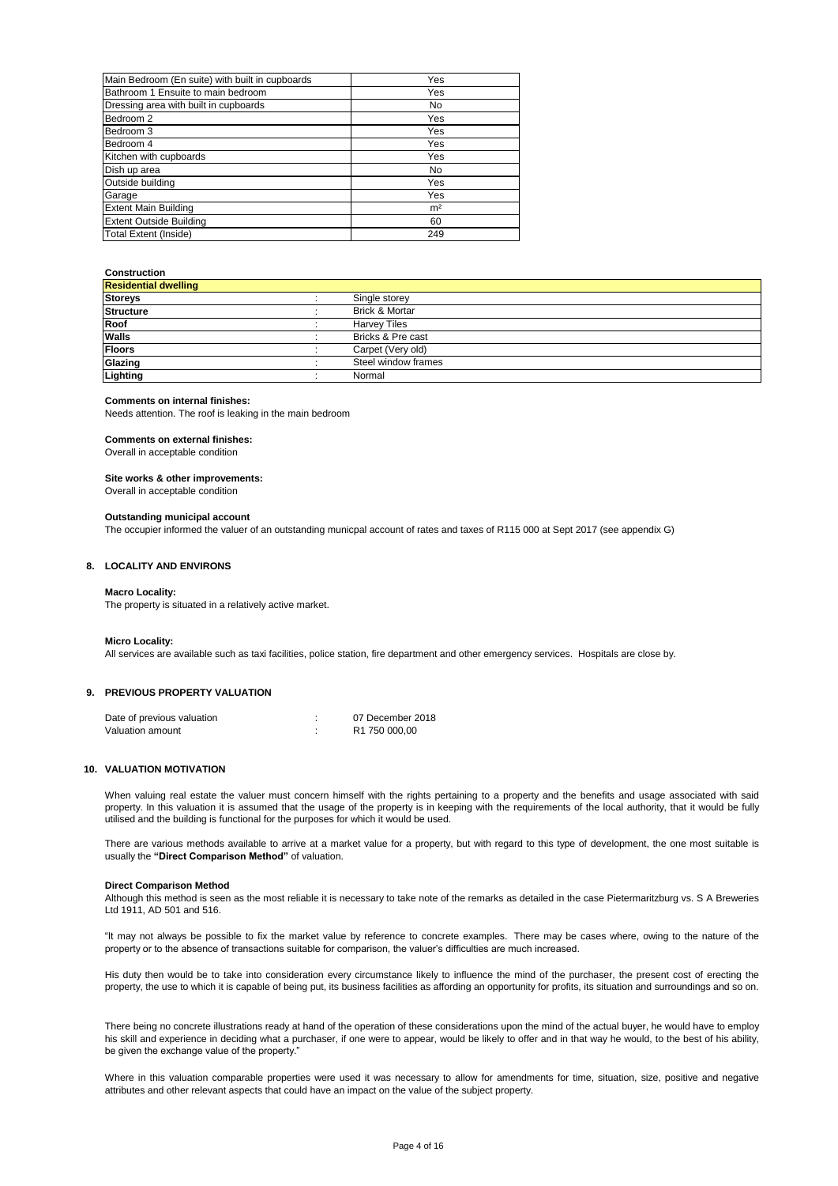| Main Bedroom (En suite) with built in cupboards | Yes |
|---|---|
| Bathroom 1 Ensuite to main bedroom | Yes |
| Dressing area with built in cupboards | No |
| Bedroom 2 | Yes |
| Bedroom 3 | Yes |
| Bedroom 4 | Yes |
| Kitchen with cupboards | Yes |
| Dish up area | No |
| Outside building | Yes |
| Garage | Yes |
| Extent Main Building | m² |
| Extent Outside Building | 60 |
| Total Extent (Inside) | 249 |

**Construction**

| **Residential dwelling** | | |
|---|---|---|
| **Storeys** | : | Single storey |
| **Structure** | : | Brick & Mortar |
| **Roof** | : | Harvey Tiles |
| **Walls** | : | Bricks & Pre cast |
| **Floors** | : | Carpet (Very old) |
| **Glazing** | : | Steel window frames |
| **Lighting** | : | Normal |

**Comments on internal finishes:**
Needs attention. The roof is leaking in the main bedroom

**Comments on external finishes:**
Overall in acceptable condition

**Site works & other improvements:**
Overall in acceptable condition

**Outstanding municipal account**
The occupier informed the valuer of an outstanding municpal account of rates and taxes of R115 000 at Sept 2017 (see appendix G)

## 8. LOCALITY AND ENVIRONS

**Macro Locality:**
The property is situated in a relatively active market.

**Micro Locality:**
All services are available such as taxi facilities, police station, fire department and other emergency services. Hospitals are close by.

## 9. PREVIOUS PROPERTY VALUATION

| | | |
|---|---|---|
| Date of previous valuation | : | 07 December 2018 |
| Valuation amount | : | R1 750 000,00 |

## 10. VALUATION MOTIVATION

When valuing real estate the valuer must concern himself with the rights pertaining to a property and the benefits and usage associated with said property. In this valuation it is assumed that the usage of the property is in keeping with the requirements of the local authority, that it would be fully utilised and the building is functional for the purposes for which it would be used.

There are various methods available to arrive at a market value for a property, but with regard to this type of development, the one most suitable is usually the **"Direct Comparison Method"** of valuation.

**Direct Comparison Method**
Although this method is seen as the most reliable it is necessary to take note of the remarks as detailed in the case Pietermaritzburg vs. S A Breweries Ltd 1911, AD 501 and 516.

"It may not always be possible to fix the market value by reference to concrete examples. There may be cases where, owing to the nature of the property or to the absence of transactions suitable for comparison, the valuer's difficulties are much increased.

His duty then would be to take into consideration every circumstance likely to influence the mind of the purchaser, the present cost of erecting the property, the use to which it is capable of being put, its business facilities as affording an opportunity for profits, its situation and surroundings and so on.

There being no concrete illustrations ready at hand of the operation of these considerations upon the mind of the actual buyer, he would have to employ his skill and experience in deciding what a purchaser, if one were to appear, would be likely to offer and in that way he would, to the best of his ability, be given the exchange value of the property."

Where in this valuation comparable properties were used it was necessary to allow for amendments for time, situation, size, positive and negative attributes and other relevant aspects that could have an impact on the value of the subject property.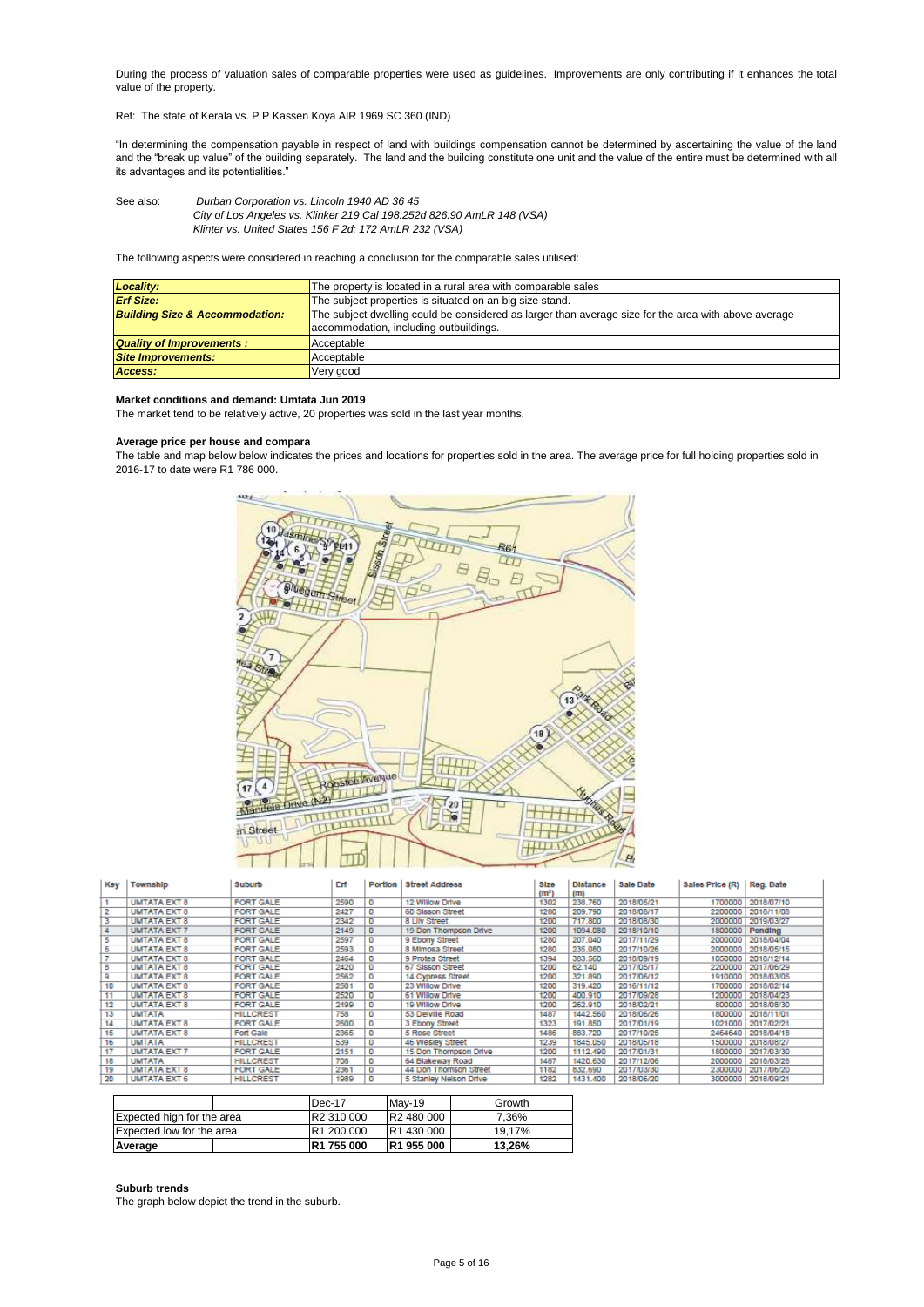During the process of valuation sales of comparable properties were used as guidelines. Improvements are only contributing if it enhances the total value of the property.

Ref: The state of Kerala vs. P P Kassen Koya AIR 1969 SC 360 (IND)

"In determining the compensation payable in respect of land with buildings compensation cannot be determined by ascertaining the value of the land and the "break up value" of the building separately. The land and the building constitute one unit and the value of the entire must be determined with all its advantages and its potentialities."

See also: *Durban Corporation vs. Lincoln 1940 AD 36 45*
*City of Los Angeles vs. Klinker 219 Cal 198:252d 826:90 AmLR 148 (VSA)*
*Klinter vs. United States 156 F 2d: 172 AmLR 232 (VSA)*

The following aspects were considered in reaching a conclusion for the comparable sales utilised:

| | |
|---|---|
| ***Locality:*** | The property is located in a rural area with comparable sales |
| ***Erf Size:*** | The subject properties is situated on an big size stand. |
| ***Building Size & Accommodation:*** | The subject dwelling could be considered as larger than average size for the area with above average accommodation, including outbuildings. |
| ***Quality of Improvements :*** | Acceptable |
| ***Site Improvements:*** | Acceptable |
| ***Access:*** | Very good |

**Market conditions and demand: Umtata Jun 2019**

The market tend to be relatively active, 20 properties was sold in the last year months.

**Average price per house and compara**

The table and map below below indicates the prices and locations for properties sold in the area. The average price for full holding properties sold in 2016-17 to date were R1 786 000.

| Key | Township | Suburb | Erf | Portion | Street Address | Size (m²) | Distance (m) | Sale Date | Sales Price (R) | Reg. Date |
|---|---|---|---|---|---|---|---|---|---|---|
| 1 | UMTATA EXT 8 | FORT GALE | 2590 | 0 | 12 Willow Drive | 1302 | 238.760 | 2018/05/21 | 1700000 | 2018/07/10 |
| 2 | UMTATA EXT 8 | FORT GALE | 2427 | 0 | 60 Sisson Street | 1280 | 209.790 | 2018/08/17 | 2200000 | 2018/11/08 |
| 3 | UMTATA EXT 8 | FORT GALE | 2342 | 0 | 8 Lily Street | 1200 | 717.800 | 2018/08/30 | 2000000 | 2019/03/27 |
| 4 | UMTATA EXT 7 | FORT GALE | 2149 | 0 | 19 Don Thompson Drive | 1200 | 1094.080 | 2018/10/10 | 1800000 | Pending |
| 5 | UMTATA EXT 8 | FORT GALE | 2597 | 0 | 9 Ebony Street | 1280 | 207.040 | 2017/11/29 | 2000000 | 2018/04/04 |
| 6 | UMTATA EXT 8 | FORT GALE | 2593 | 0 | 8 Mimosa Street | 1280 | 235.080 | 2017/10/26 | 2000000 | 2018/05/15 |
| 7 | UMTATA EXT 8 | FORT GALE | 2454 | 0 | 9 Protea Street | 1394 | 383.560 | 2018/09/19 | 1050000 | 2018/12/14 |
| 8 | UMTATA EXT 8 | FORT GALE | 2420 | 0 | 67 Sisson Street | 1200 | 62.140 | 2017/05/17 | 2200000 | 2017/06/29 |
| 9 | UMTATA EXT 8 | FORT GALE | 2562 | 0 | 14 Cypress Street | 1200 | 321.890 | 2017/06/12 | 1910000 | 2018/03/05 |
| 10 | UMTATA EXT 8 | FORT GALE | 2501 | 0 | 23 Willow Drive | 1200 | 319.420 | 2016/11/12 | 1700000 | 2018/02/14 |
| 11 | UMTATA EXT 8 | FORT GALE | 2520 | 0 | 61 Willow Drive | 1200 | 400.910 | 2017/09/28 | 1200000 | 2018/04/23 |
| 12 | UMTATA EXT 8 | FORT GALE | 2499 | 0 | 19 Willow Drive | 1200 | 262.910 | 2018/02/21 | 800000 | 2018/08/30 |
| 13 | UMTATA | HILLCREST | 758 | 0 | 53 Delville Road | 1487 | 1442.560 | 2018/06/26 | 1800000 | 2018/11/01 |
| 14 | UMTATA EXT 8 | FORT GALE | 2600 | 0 | 3 Ebony Street | 1323 | 191.850 | 2017/01/19 | 1021000 | 2017/02/21 |
| 15 | UMTATA EXT 8 | Fort Gale | 2365 | 0 | 5 Rose Street | 1486 | 883.720 | 2017/10/25 | 2464640 | 2018/04/18 |
| 16 | UMTATA | HILLCREST | 539 | 0 | 46 Wesley Street | 1239 | 1845.050 | 2018/05/18 | 1500000 | 2018/08/27 |
| 17 | UMTATA EXT 7 | FORT GALE | 2151 | 0 | 15 Don Thompson Drive | 1200 | 1112.490 | 2017/01/31 | 1800000 | 2017/03/30 |
| 18 | UMTATA | HILLCREST | 708 | 0 | 64 Blakeway Road | 1487 | 1420.630 | 2017/12/06 | 2000000 | 2018/03/28 |
| 19 | UMTATA EXT 8 | FORT GALE | 2361 | 0 | 44 Don Thomson Street | 1182 | 832.690 | 2017/03/30 | 2300000 | 2017/06/20 |
| 20 | UMTATA EXT 6 | HILLCREST | 1989 | 0 | 5 Stanley Nelson Drive | 1282 | 1431.400 | 2018/06/20 | 3000000 | 2018/09/21 |

| | | Dec-17 | May-19 | Growth |
|---|---|---|---|---|
| Expected high for the area | | R2 310 000 | R2 480 000 | 7,36% |
| Expected low for the area | | R1 200 000 | R1 430 000 | 19,17% |
| **Average** | | **R1 755 000** | **R1 955 000** | **13,26%** |

**Suburb trends**

The graph below depict the trend in the suburb.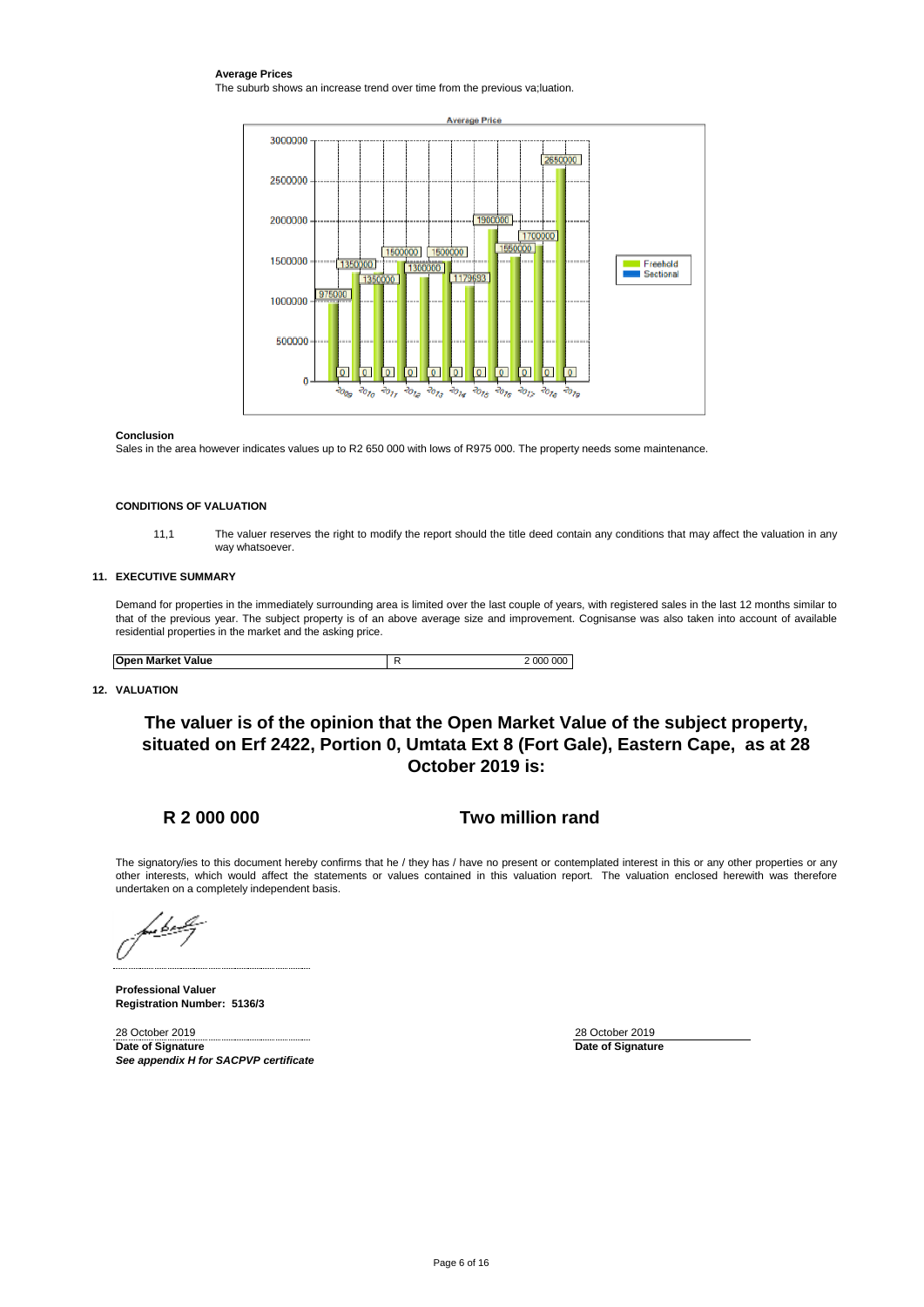**Average Prices**

The suburb shows an increase trend over time from the previous va;luation.

**Conclusion**

Sales in the area however indicates values up to R2 650 000 with lows of R975 000. The property needs some maintenance.

**CONDITIONS OF VALUATION**

11,1 The valuer reserves the right to modify the report should the title deed contain any conditions that may affect the valuation in any way whatsoever.

## 11. EXECUTIVE SUMMARY

Demand for properties in the immediately surrounding area is limited over the last couple of years, with registered sales in the last 12 months similar to that of the previous year. The subject property is of an above average size and improvement. Cognisanse was also taken into account of available residential properties in the market and the asking price.

| **Open Market Value** | R | 2 000 000 |
|---|---|---|

## 12. VALUATION

**The valuer is of the opinion that the Open Market Value of the subject property, situated on Erf 2422, Portion 0, Umtata Ext 8 (Fort Gale), Eastern Cape, as at 28 October 2019 is:**

**R 2 000 000** **Two million rand**

The signatory/ies to this document hereby confirms that he / they has / have no present or contemplated interest in this or any other properties or any other interests, which would affect the statements or values contained in this valuation report. The valuation enclosed herewith was therefore undertaken on a completely independent basis.

**Professional Valuer**
**Registration Number: 5136/3**

28 October 2019
**Date of Signature**
***See appendix H for SACPVP certificate***

28 October 2019
**Date of Signature**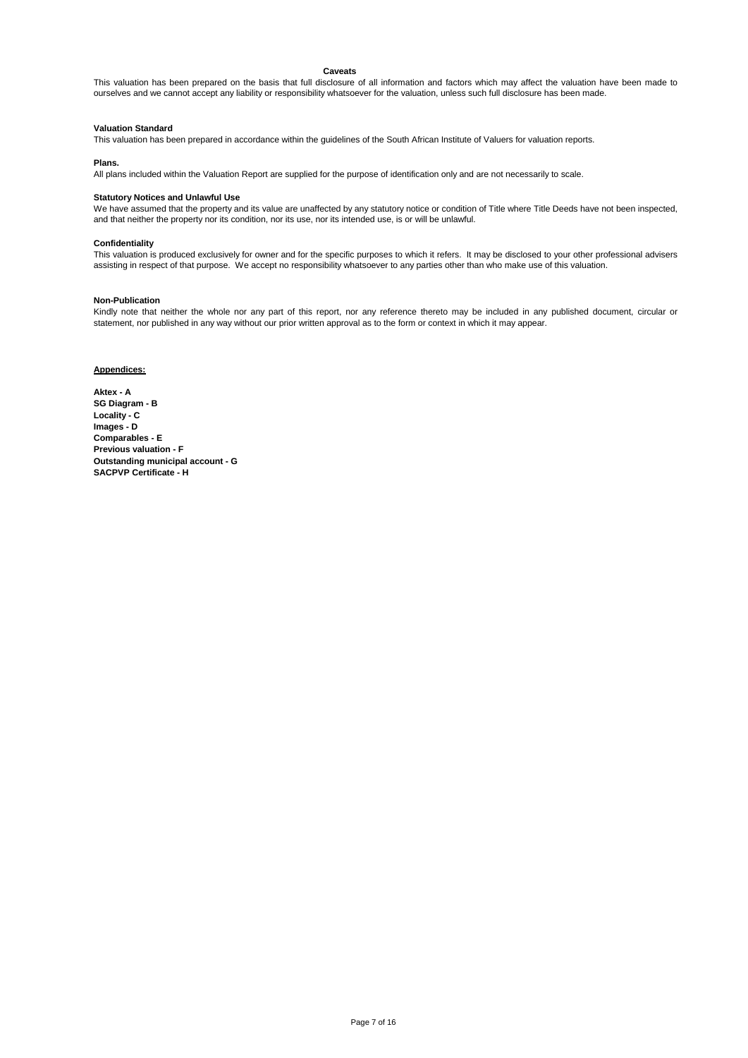## Caveats

This valuation has been prepared on the basis that full disclosure of all information and factors which may affect the valuation have been made to ourselves and we cannot accept any liability or responsibility whatsoever for the valuation, unless such full disclosure has been made.

**Valuation Standard**

This valuation has been prepared in accordance within the guidelines of the South African Institute of Valuers for valuation reports.

**Plans.**

All plans included within the Valuation Report are supplied for the purpose of identification only and are not necessarily to scale.

**Statutory Notices and Unlawful Use**

We have assumed that the property and its value are unaffected by any statutory notice or condition of Title where Title Deeds have not been inspected, and that neither the property nor its condition, nor its use, nor its intended use, is or will be unlawful.

**Confidentiality**

This valuation is produced exclusively for owner and for the specific purposes to which it refers. It may be disclosed to your other professional advisers assisting in respect of that purpose. We accept no responsibility whatsoever to any parties other than who make use of this valuation.

**Non-Publication**

Kindly note that neither the whole nor any part of this report, nor any reference thereto may be included in any published document, circular or statement, nor published in any way without our prior written approval as to the form or context in which it may appear.

**Appendices:**

**Aktex - A**
**SG Diagram - B**
**Locality - C**
**Images - D**
**Comparables - E**
**Previous valuation - F**
**Outstanding municipal account - G**
**SACPVP Certificate - H**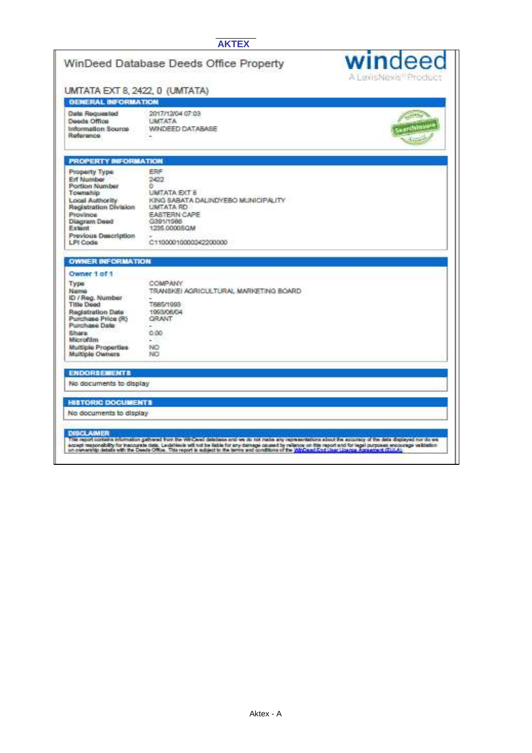**AKTEX**

# WinDeed Database Deeds Office Property

windeed
A LexisNexis® Product

## UMTATA EXT 8, 2422, 0 (UMTATA)

### GENERAL INFORMATION

| | |
|---|---|
| **Date Requested** | 2017/12/04 07:03 |
| **Deeds Office** | UMTATA |
| **Information Source** | WINDEED DATABASE |
| **Reference** | - |

### PROPERTY INFORMATION

| | |
|---|---|
| **Property Type** | ERF |
| **Erf Number** | 2422 |
| **Portion Number** | 0 |
| **Township** | UMTATA EXT 8 |
| **Local Authority** | KING SABATA DALINDYEBO MUNICIPALITY |
| **Registration Division** | UMTATA RD |
| **Province** | EASTERN CAPE |
| **Diagram Deed** | G391/1986 |
| **Extent** | 1235.0000SQM |
| **Previous Description** | - |
| **LPI Code** | C11000010000242200000 |

### OWNER INFORMATION

**Owner 1 of 1**

| | |
|---|---|
| **Type** | COMPANY |
| **Name** | TRANSKEI AGRICULTURAL MARKETING BOARD |
| **ID / Reg. Number** | - |
| **Title Deed** | T685/1993 |
| **Registration Date** | 1993/06/04 |
| **Purchase Price (R)** | GRANT |
| **Purchase Date** | - |
| **Share** | 0.00 |
| **Microfilm** | - |
| **Multiple Properties** | NO |
| **Multiple Owners** | NO |

### ENDORSEMENTS

No documents to display

### HISTORIC DOCUMENTS

No documents to display

### DISCLAIMER

This report contains information gathered from the WinDeed database and we do not make any representations about the accuracy of the data displayed nor do we accept responsibility for inaccurate data. LexisNexis will not be liable for any damage caused by reliance on this report and for legal purposes encourage validation on ownership details with the Deeds Office. This report is subject to the terms and conditions of the WinDeed End User Licence Agreement (EULA).

Aktex - A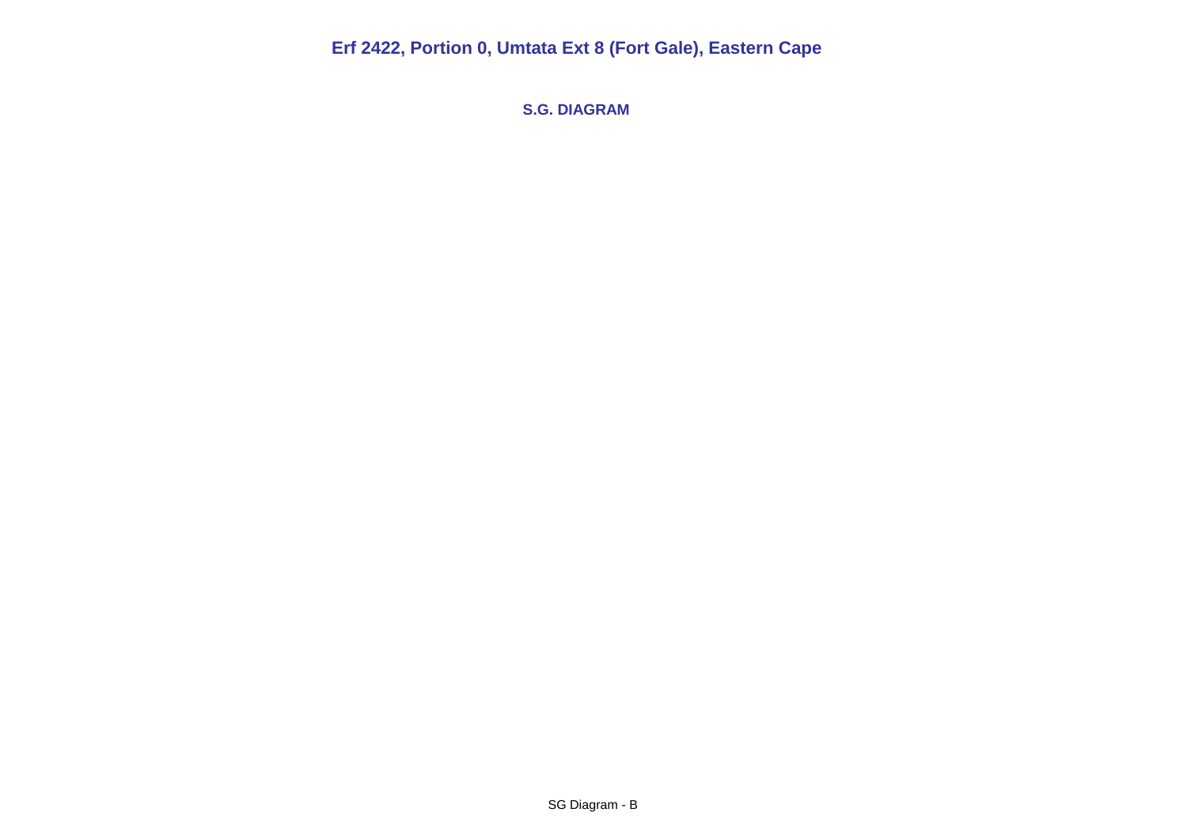# Erf 2422, Portion 0, Umtata Ext 8 (Fort Gale), Eastern Cape

## S.G. DIAGRAM

SG Diagram - B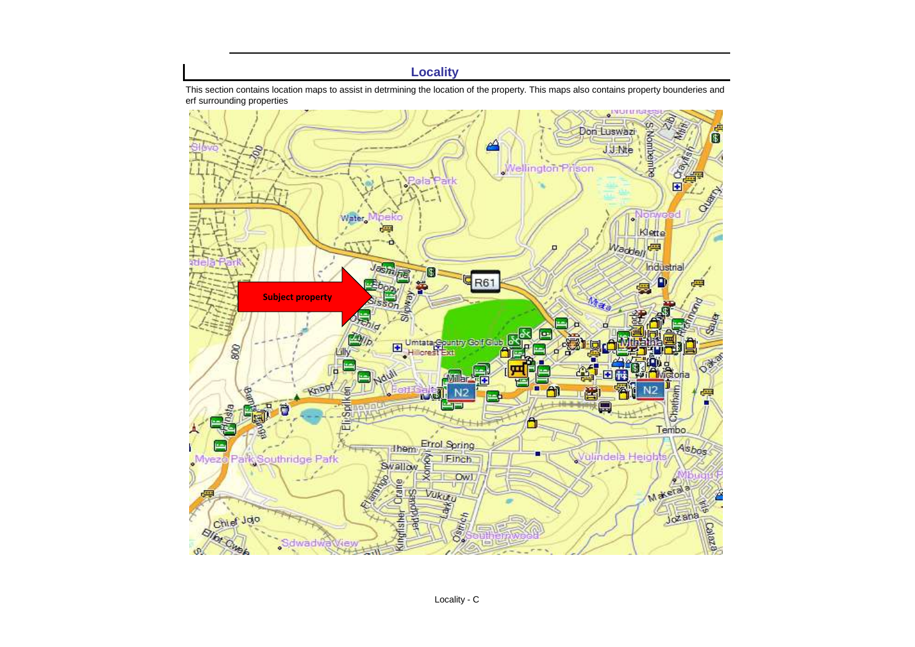## Locality

This section contains location maps to assist in detrmining the location of the property. This maps also contains property bounderies and erf surrounding properties

Locality - C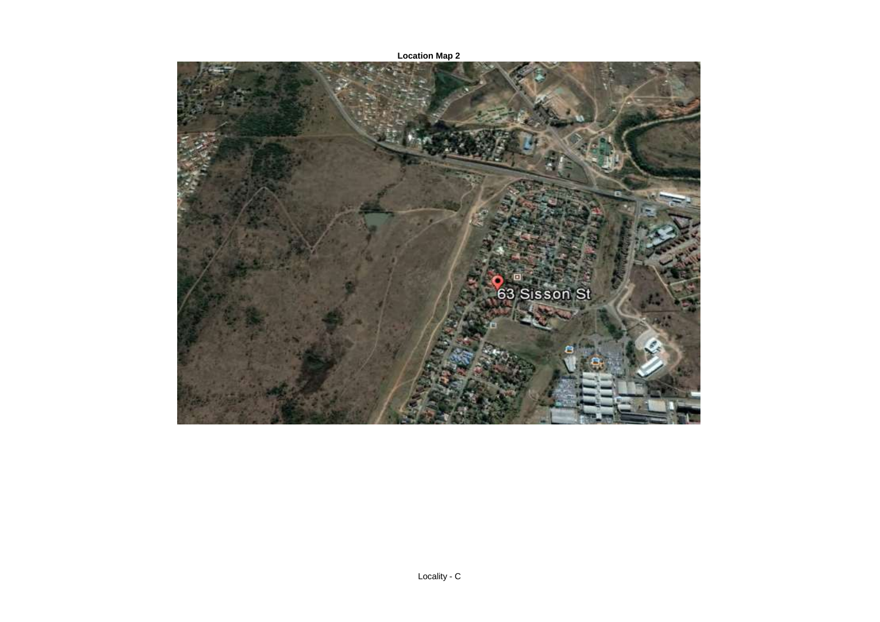**Location Map 2**

63 Sisson St

Locality - C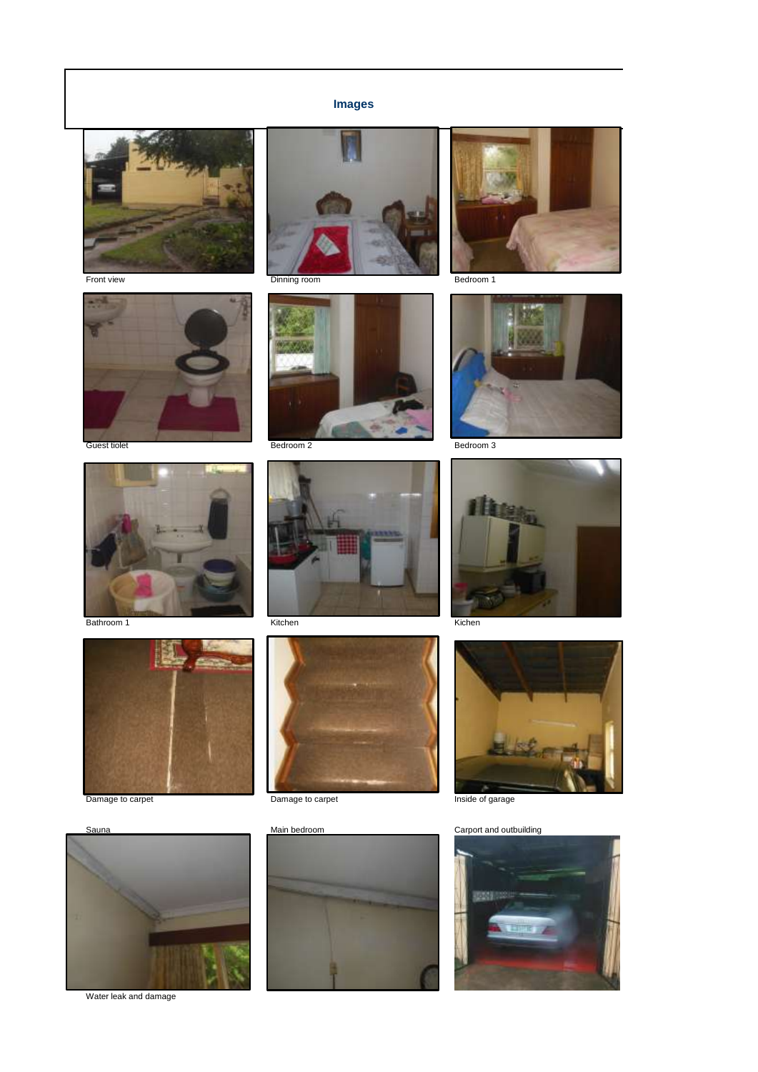## Images

Front view

Dinning room

Bedroom 1

Guest tiolet

Bedroom 2

Bedroom 3

Bathroom 1

Kitchen

Kichen

Damage to carpet

Damage to carpet

Inside of garage

Sauna

Main bedroom

Carport and outbuilding

Water leak and damage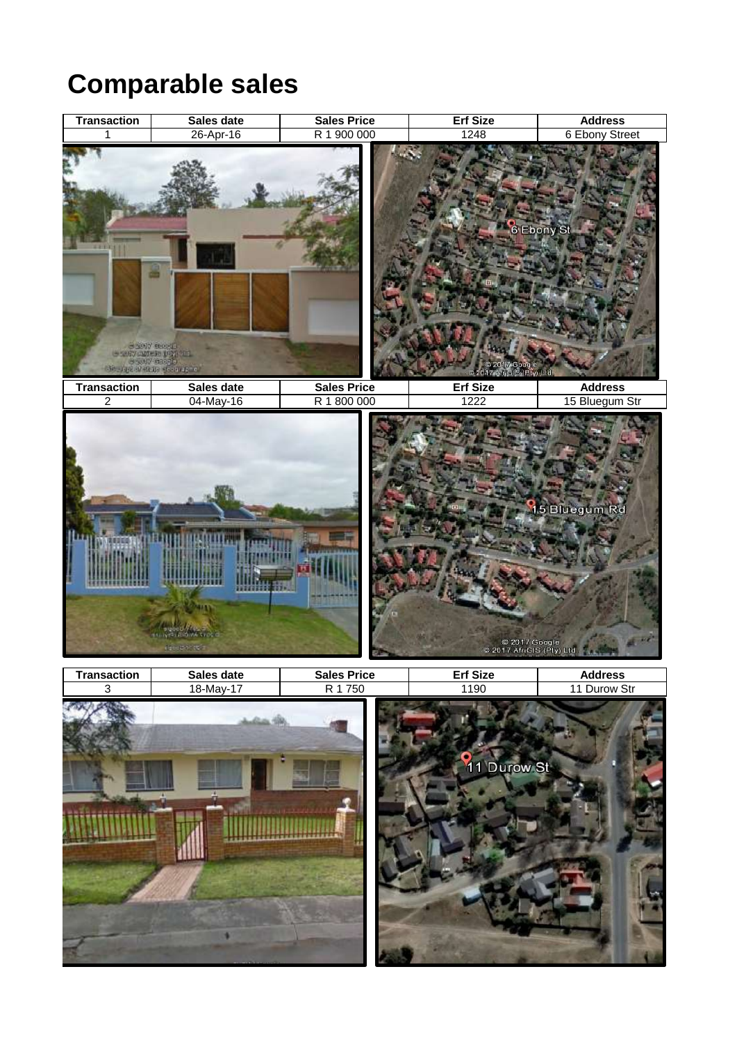# Comparable sales

| Transaction | Sales date | Sales Price | Erf Size | Address |
|---|---|---|---|---|
| 1 | 26-Apr-16 | R 1 900 000 | 1248 | 6 Ebony Street |

| Transaction | Sales date | Sales Price | Erf Size | Address |
|---|---|---|---|---|
| 2 | 04-May-16 | R 1 800 000 | 1222 | 15 Bluegum Str |

| Transaction | Sales date | Sales Price | Erf Size | Address |
|---|---|---|---|---|
| 3 | 18-May-17 | R 1 750 | 1190 | 11 Durow Str |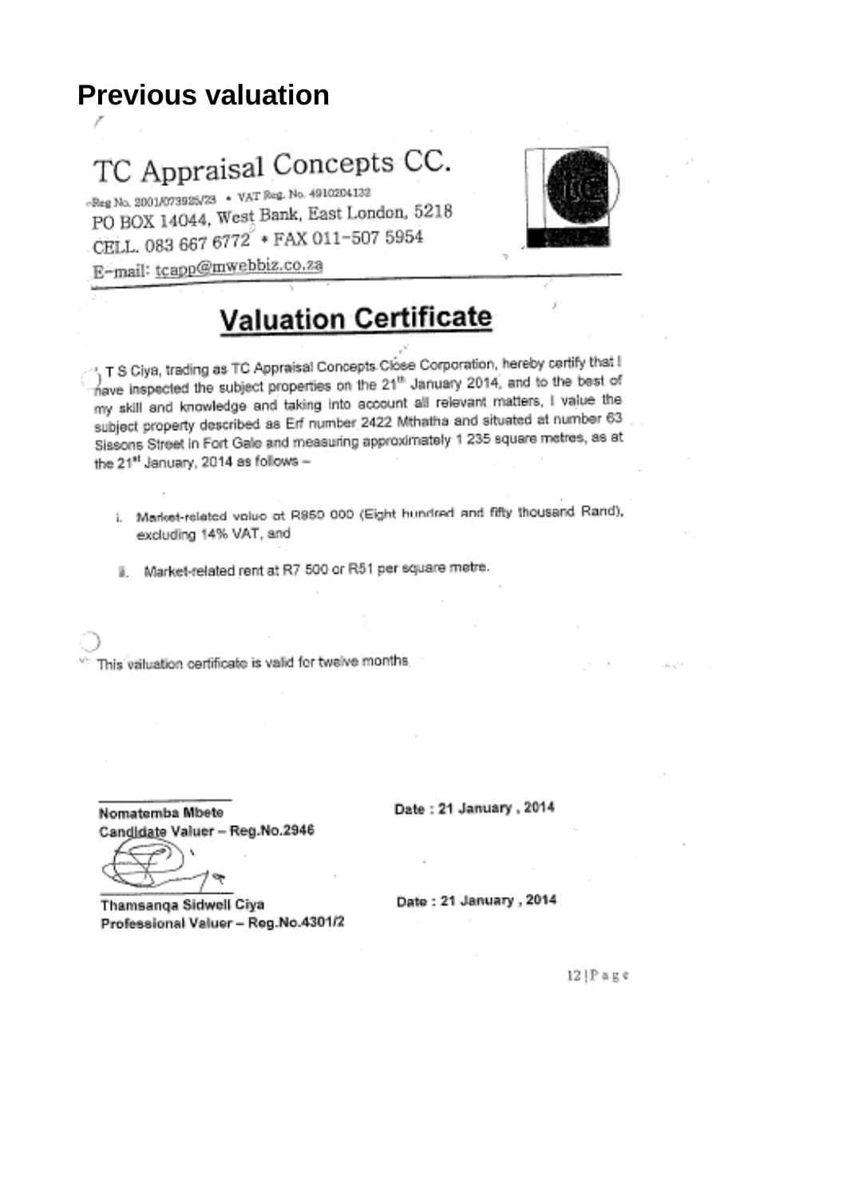# Previous valuation

## TC Appraisal Concepts CC.

Reg No. 2001/073925/23 • VAT Reg. No. 4910204132
PO BOX 14044, West Bank, East London, 5218
CELL. 083 667 6772 • FAX 011-507 5954
E-mail: tcapp@mwebbiz.co.za

## Valuation Certificate

I, T S Ciya, trading as TC Appraisal Concepts Close Corporation, hereby certify that I have inspected the subject properties on the 21[th] January 2014, and to the best of my skill and knowledge and taking into account all relevant matters, I value the subject property described as Erf number 2422 Mthatha and situated at number 63 Sissons Street in Fort Gale and measuring approximately 1 235 square metres, as at the 21[st] January, 2014 as follows –

i. Market-related value at R850 000 (Eight hundred and fifty thousand Rand), excluding 14% VAT, and

ii. Market-related rent at R7 500 or R51 per square metre.

This valuation certificate is valid for twelve months.

**Nomatemba Mbete**
**Candidate Valuer – Reg.No.2946**

**Date : 21 January , 2014**

**Thamsanqa Sidwell Ciya**
**Professional Valuer – Reg.No.4301/2**

**Date : 21 January , 2014**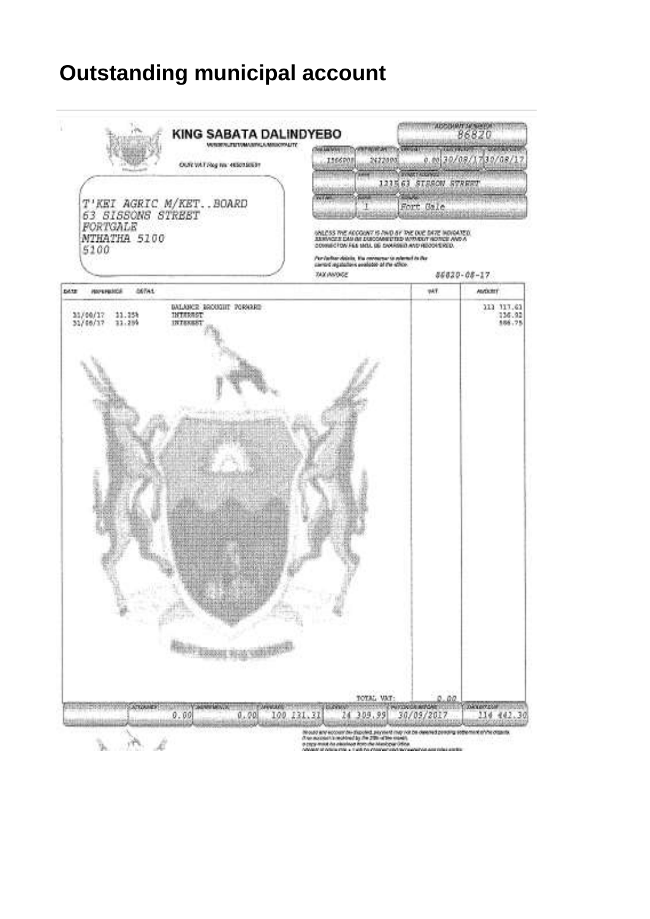# Outstanding municipal account

**KING SABATA DALINDYEBO**

OUR VAT Reg No: 4650180531

| ACCOUNT NUMBER |
|---|
| 86820 |

| | | | | |
|---|---|---|---|---|
| 1566208 | 2422000 | 0.00 | 30/09/17 | 30/08/17 |

1215 63 SISSON STREET

1 | Fort Gale

T'KEI AGRIC M/KET..BOARD
63 SISSONS STREET
FORTGALE
MTHATHA 5100
5100

UNLESS THE ACCOUNT IS PAID BY THE DUE DATE INDICATED, SERVICES CAN BE DISCONNECTED WITHOUT NOTICE AND A CONNECTION FEE WILL BE CHARGED AND RECOVERED.

TAX INVOICE

86820-08-17

| DATE | REFERENCE | DETAIL | VAT | AMOUNT |
|---|---|---|---|---|
| | | BALANCE BROUGHT FORWARD | | 113 717.61 |
| 31/08/17 | 11.25% | INTEREST | | 136.92 |
| 31/08/17 | 11.25% | INTEREST | | 586.75 |
| | | TOTAL VAT: | 0.00 | |

| | | | | | | |
|---|---|---|---|---|---|---|
| | 0.00 | 0.00 | 100 131.31 | 14 309.99 | 30/09/2017 | 114 442.30 |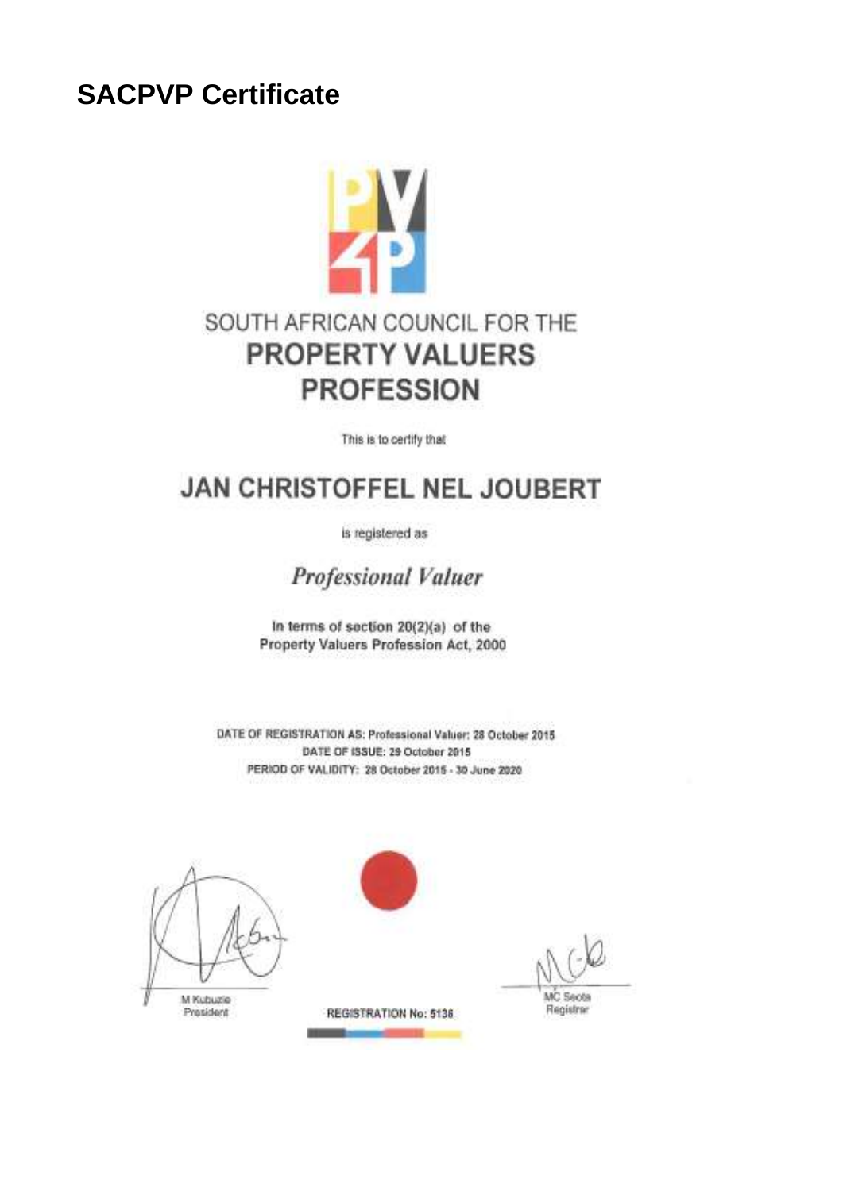## SACPVP Certificate

SOUTH AFRICAN COUNCIL FOR THE

**PROPERTY VALUERS PROFESSION**

This is to certify that

**JAN CHRISTOFFEL NEL JOUBERT**

is registered as

***Professional Valuer***

In terms of section 20(2)(a) of the Property Valuers Profession Act, 2000

DATE OF REGISTRATION AS: Professional Valuer: 28 October 2015

DATE OF ISSUE: 29 October 2015

PERIOD OF VALIDITY: 28 October 2015 - 30 June 2020

M Kubuzie
President

REGISTRATION No: 5136

MC Seota
Registrar